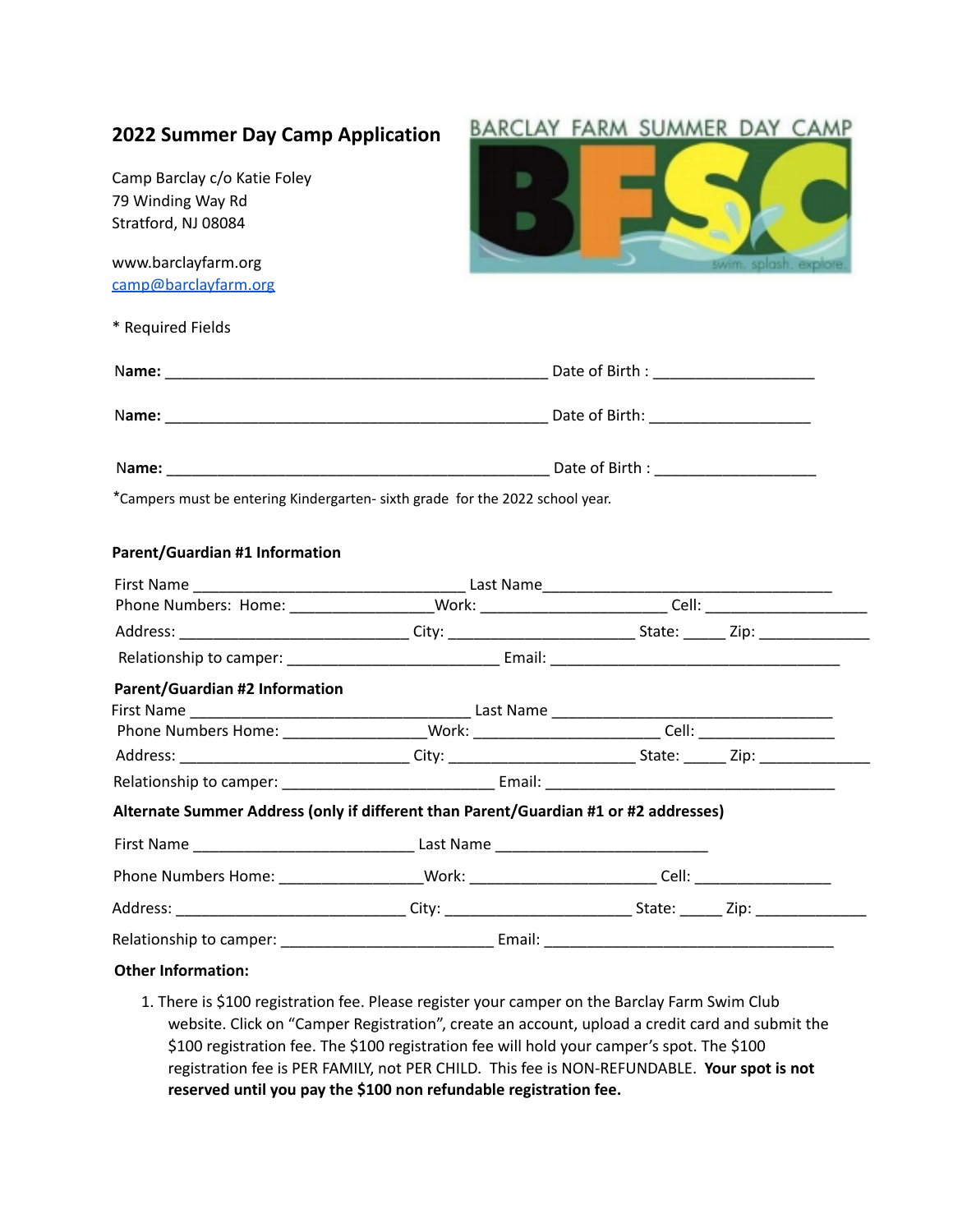# 2022 Summer Day Camp Application

Camp Barclay c/o Katie Foley
79 Winding Way Rd
Stratford, NJ 08084

www.barclayfarm.org
camp@barclayfarm.org

BARCLAY FARM SUMMER DAY CAMP

BFSC

swim. splash. explore.

* Required Fields

**Name:** _______________________________________________ Date of Birth : ____________________

**Name:** _______________________________________________ Date of Birth: ____________________

**Name:** _______________________________________________ Date of Birth : ____________________

*Campers must be entering Kindergarten- sixth grade for the 2022 school year.

**Parent/Guardian #1 Information**

First Name _________________________________ Last Name___________________________________

Phone Numbers: Home: _________________Work: ______________________ Cell: ____________________

Address: ____________________________ City: ______________________ State: _____ Zip: _____________

Relationship to camper: __________________________ Email: ___________________________________

**Parent/Guardian #2 Information**

First Name __________________________________ Last Name __________________________________

Phone Numbers Home: _________________Work: _______________________ Cell: ________________

Address: ____________________________ City: ______________________ State: _____ Zip: _____________

Relationship to camper: __________________________ Email: ___________________________________

**Alternate Summer Address (only if different than Parent/Guardian #1 or #2 addresses)**

First Name ___________________________ Last Name ___________________________

Phone Numbers Home: _________________Work: _______________________ Cell: ________________

Address: ____________________________ City: ______________________ State: _____ Zip: _____________

Relationship to camper: __________________________ Email: ___________________________________

**Other Information:**

1. There is $100 registration fee. Please register your camper on the Barclay Farm Swim Club website. Click on "Camper Registration", create an account, upload a credit card and submit the $100 registration fee. The $100 registration fee will hold your camper's spot. The $100 registration fee is PER FAMILY, not PER CHILD. This fee is NON-REFUNDABLE. **Your spot is not reserved until you pay the $100 non refundable registration fee.**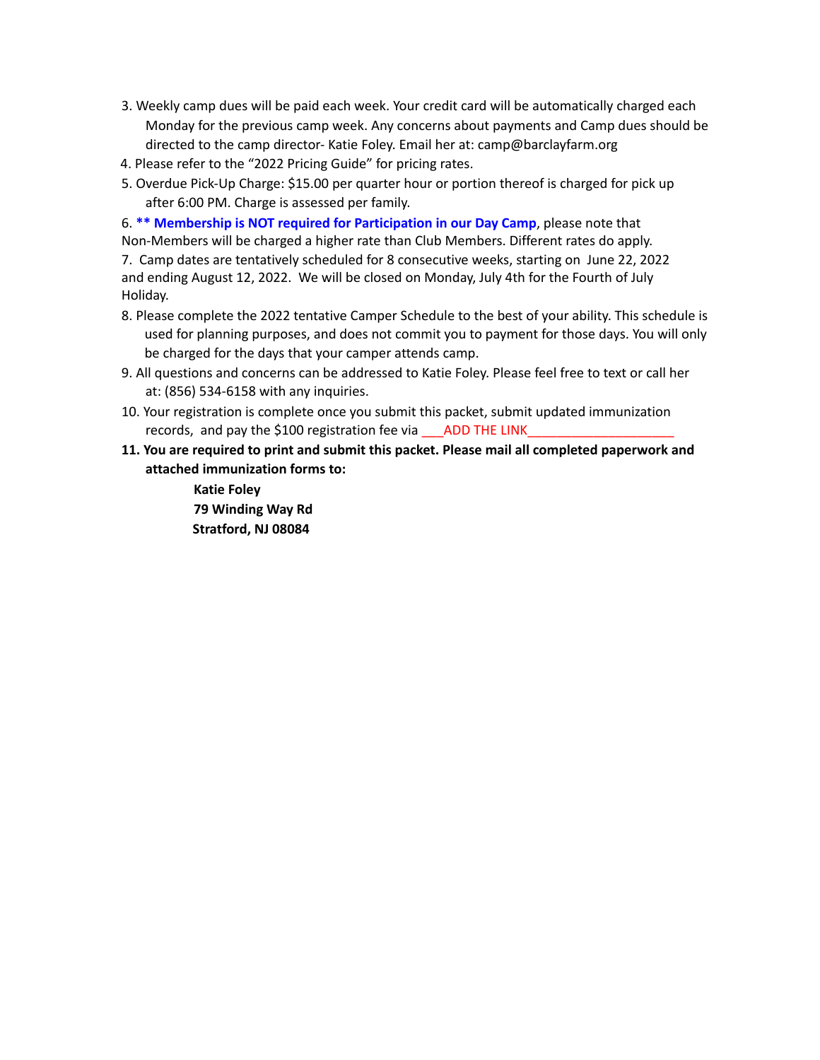3. Weekly camp dues will be paid each week. Your credit card will be automatically charged each Monday for the previous camp week. Any concerns about payments and Camp dues should be directed to the camp director- Katie Foley. Email her at: camp@barclayfarm.org
4. Please refer to the “2022 Pricing Guide” for pricing rates.
5. Overdue Pick-Up Charge: $15.00 per quarter hour or portion thereof is charged for pick up after 6:00 PM. Charge is assessed per family.
6. **** Membership is NOT required for Participation in our Day Camp**, please note that Non-Members will be charged a higher rate than Club Members. Different rates do apply.
7. Camp dates are tentatively scheduled for 8 consecutive weeks, starting on June 22, 2022 and ending August 12, 2022. We will be closed on Monday, July 4th for the Fourth of July Holiday.
8. Please complete the 2022 tentative Camper Schedule to the best of your ability. This schedule is used for planning purposes, and does not commit you to payment for those days. You will only be charged for the days that your camper attends camp.
9. All questions and concerns can be addressed to Katie Foley. Please feel free to text or call her at: (856) 534-6158 with any inquiries.
10. Your registration is complete once you submit this packet, submit updated immunization records, and pay the $100 registration fee via ___ADD THE LINK____________________
11. **You are required to print and submit this packet. Please mail all completed paperwork and attached immunization forms to:**

    **Katie Foley**
    **79 Winding Way Rd**
    **Stratford, NJ 08084**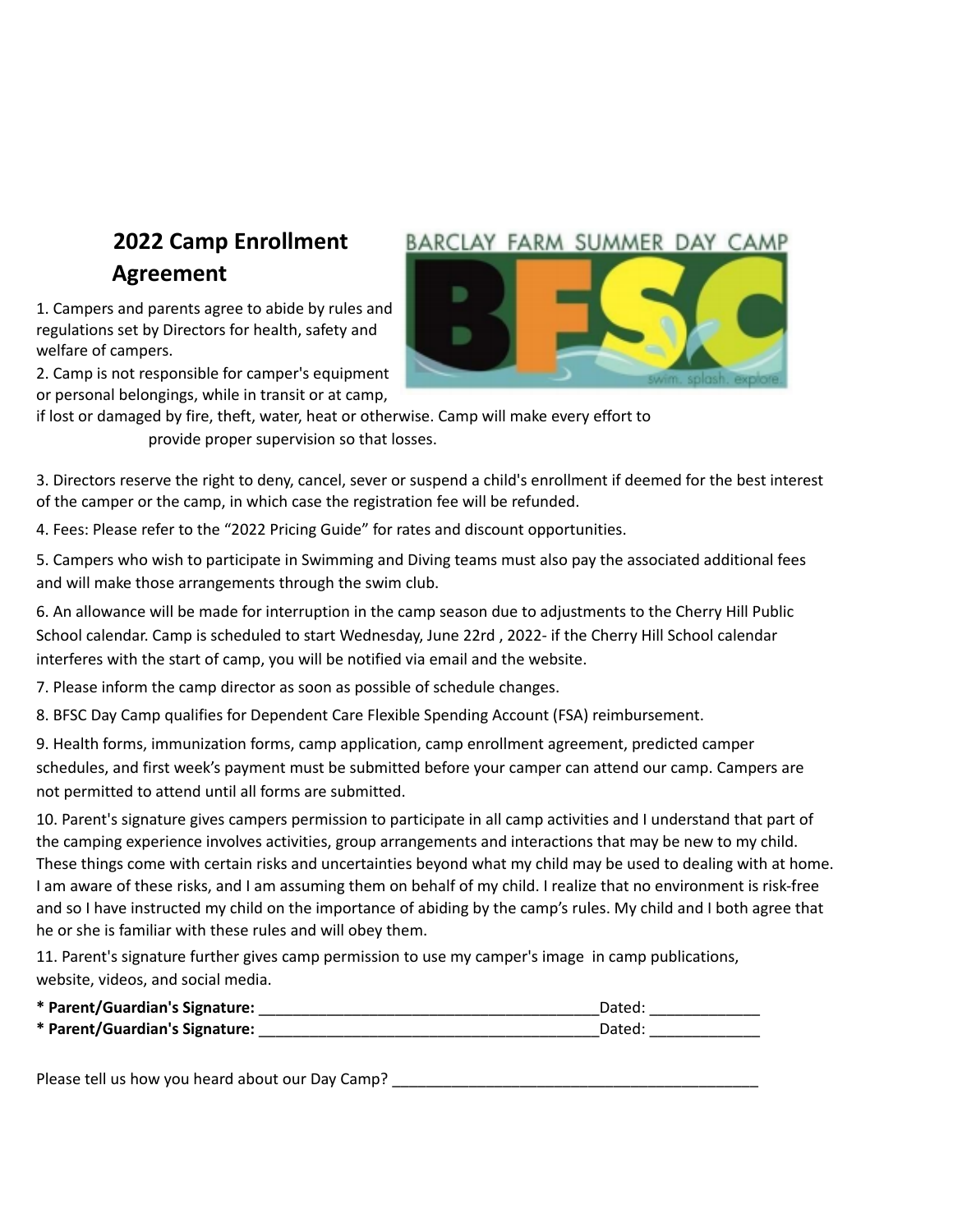## 2022 Camp Enrollment Agreement

1. Campers and parents agree to abide by rules and regulations set by Directors for health, safety and welfare of campers.
2. Camp is not responsible for camper's equipment or personal belongings, while in transit or at camp, if lost or damaged by fire, theft, water, heat or otherwise. Camp will make every effort to provide proper supervision so that losses.
3. Directors reserve the right to deny, cancel, sever or suspend a child's enrollment if deemed for the best interest of the camper or the camp, in which case the registration fee will be refunded.
4. Fees: Please refer to the “2022 Pricing Guide” for rates and discount opportunities.
5. Campers who wish to participate in Swimming and Diving teams must also pay the associated additional fees and will make those arrangements through the swim club.
6. An allowance will be made for interruption in the camp season due to adjustments to the Cherry Hill Public School calendar. Camp is scheduled to start Wednesday, June 22rd , 2022- if the Cherry Hill School calendar interferes with the start of camp, you will be notified via email and the website.
7. Please inform the camp director as soon as possible of schedule changes.
8. BFSC Day Camp qualifies for Dependent Care Flexible Spending Account (FSA) reimbursement.
9. Health forms, immunization forms, camp application, camp enrollment agreement, predicted camper schedules, and first week’s payment must be submitted before your camper can attend our camp. Campers are not permitted to attend until all forms are submitted.
10. Parent's signature gives campers permission to participate in all camp activities and I understand that part of the camping experience involves activities, group arrangements and interactions that may be new to my child. These things come with certain risks and uncertainties beyond what my child may be used to dealing with at home. I am aware of these risks, and I am assuming them on behalf of my child. I realize that no environment is risk-free and so I have instructed my child on the importance of abiding by the camp’s rules. My child and I both agree that he or she is familiar with these rules and will obey them.
11. Parent's signature further gives camp permission to use my camper's image in camp publications, website, videos, and social media.

**\* Parent/Guardian's Signature:** ________________________________________Dated: _____________
**\* Parent/Guardian's Signature:** ________________________________________Dated: _____________

Please tell us how you heard about our Day Camp? ____________________________________________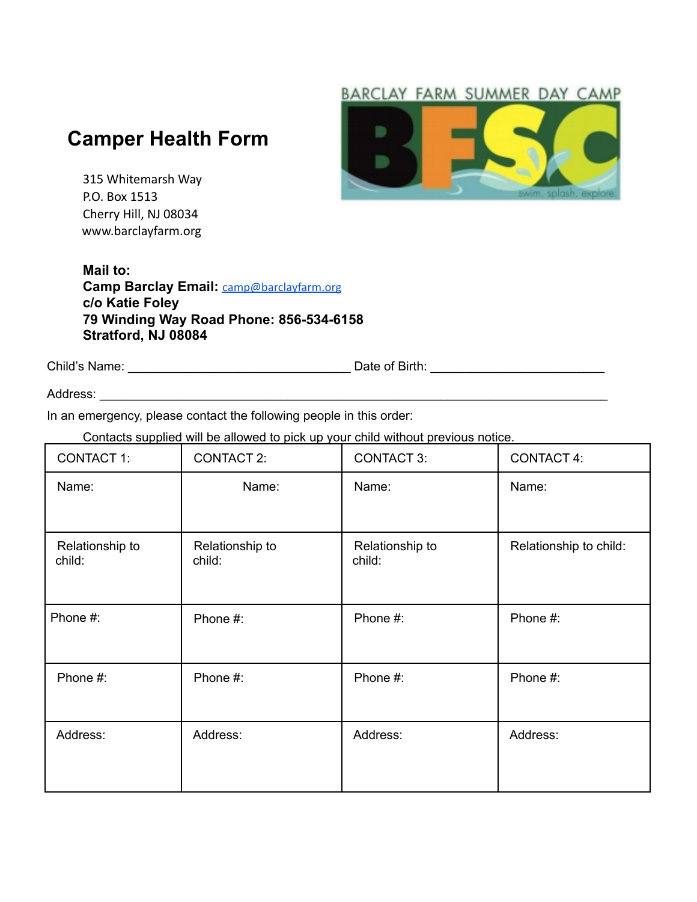# Camper Health Form

315 Whitemarsh Way
P.O. Box 1513
Cherry Hill, NJ 08034
www.barclayfarm.org

BARCLAY FARM SUMMER DAY CAMP

**Mail to:**
**Camp Barclay Email:** camp@barclayfarm.org
**c/o Katie Foley**
**79 Winding Way Road Phone: 856-534-6158**
**Stratford, NJ 08084**

Child's Name: ________________________________ Date of Birth: _________________________

Address: ___________________________________________________________________________

In an emergency, please contact the following people in this order:

Contacts supplied will be allowed to pick up your child without previous notice.

| CONTACT 1: | CONTACT 2: | CONTACT 3: | CONTACT 4: |
|---|---|---|---|
| Name: | Name: | Name: | Name: |
| Relationship to child: | Relationship to child: | Relationship to child: | Relationship to child: |
| Phone #: | Phone #: | Phone #: | Phone #: |
| Phone #: | Phone #: | Phone #: | Phone #: |
| Address: | Address: | Address: | Address: |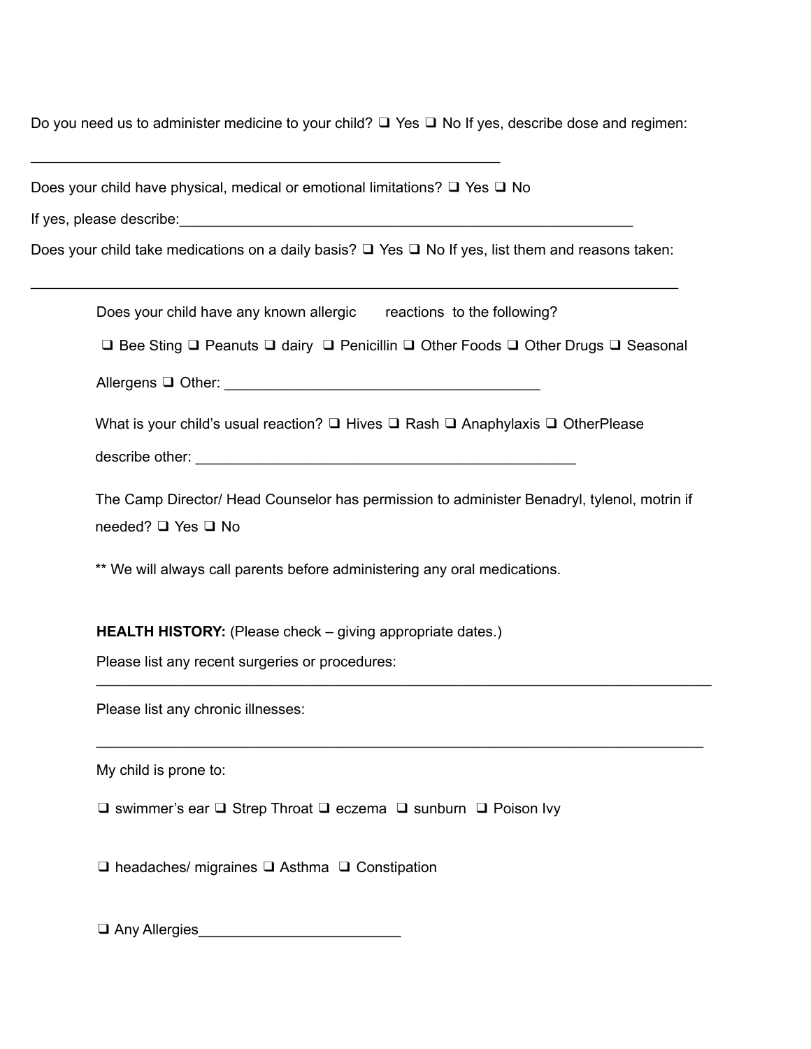Do you need us to administer medicine to your child? ❑ Yes ❑ No If yes, describe dose and regimen:

________________________________________________________

Does your child have physical, medical or emotional limitations? ❑ Yes ❑ No

If yes, please describe:______________________________________________________

Does your child take medications on a daily basis? ❑ Yes ❑ No If yes, list them and reasons taken:

_____________________________________________________________________________

Does your child have any known allergic reactions to the following?

❑ Bee Sting ❑ Peanuts ❑ dairy ❑ Penicillin ❑ Other Foods ❑ Other Drugs ❑ Seasonal Allergens ❑ Other: ___________________________________

What is your child's usual reaction? ❑ Hives ❑ Rash ❑ Anaphylaxis ❑ OtherPlease describe other: _____________________________________________

The Camp Director/ Head Counselor has permission to administer Benadryl, tylenol, motrin if needed? ❑ Yes ❑ No

** We will always call parents before administering any oral medications.

**HEALTH HISTORY:** (Please check – giving appropriate dates.)

Please list any recent surgeries or procedures:

_____________________________________________________________________________

Please list any chronic illnesses:

_____________________________________________________________________________

My child is prone to:

❑ swimmer's ear ❑ Strep Throat ❑ eczema ❑ sunburn ❑ Poison Ivy

❑ headaches/ migraines ❑ Asthma ❑ Constipation

❑ Any Allergies_________________________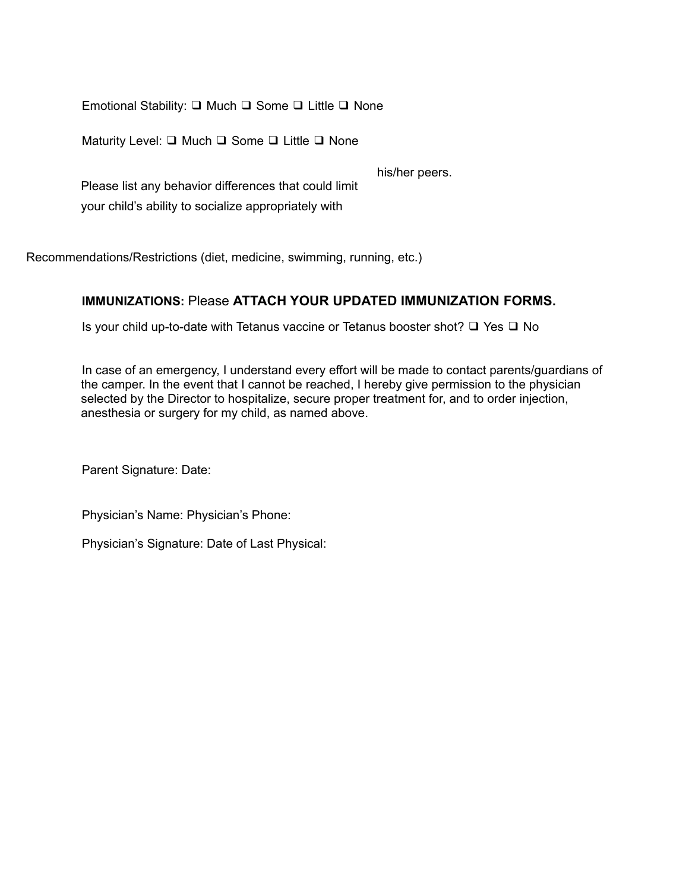Emotional Stability: ❑ Much ❑ Some ❑ Little ❑ None

Maturity Level: ❑ Much ❑ Some ❑ Little ❑ None

Please list any behavior differences that could limit your child's ability to socialize appropriately with his/her peers.

Recommendations/Restrictions (diet, medicine, swimming, running, etc.)

**IMMUNIZATIONS:** Please **ATTACH YOUR UPDATED IMMUNIZATION FORMS.**

Is your child up-to-date with Tetanus vaccine or Tetanus booster shot? ❑ Yes ❑ No

In case of an emergency, I understand every effort will be made to contact parents/guardians of the camper. In the event that I cannot be reached, I hereby give permission to the physician selected by the Director to hospitalize, secure proper treatment for, and to order injection, anesthesia or surgery for my child, as named above.

Parent Signature: Date:

Physician's Name: Physician's Phone:

Physician's Signature: Date of Last Physical: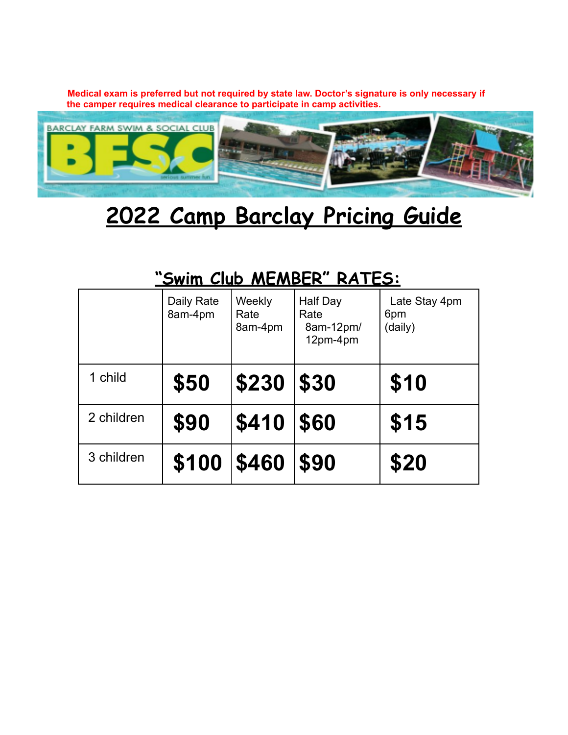**Medical exam is preferred but not required by state law. Doctor's signature is only necessary if the camper requires medical clearance to participate in camp activities.**

BARCLAY FARM SWIM & SOCIAL CLUB

BFSC

serious summer fun

# 2022 Camp Barclay Pricing Guide

## "Swim Club MEMBER" RATES:

| | Daily Rate 8am-4pm | Weekly Rate 8am-4pm | Half Day Rate 8am-12pm/ 12pm-4pm | Late Stay 4pm 6pm (daily) |
|---|---|---|---|---|
| 1 child | **$50** | **$230** | **$30** | **$10** |
| 2 children | **$90** | **$410** | **$60** | **$15** |
| 3 children | **$100** | **$460** | **$90** | **$20** |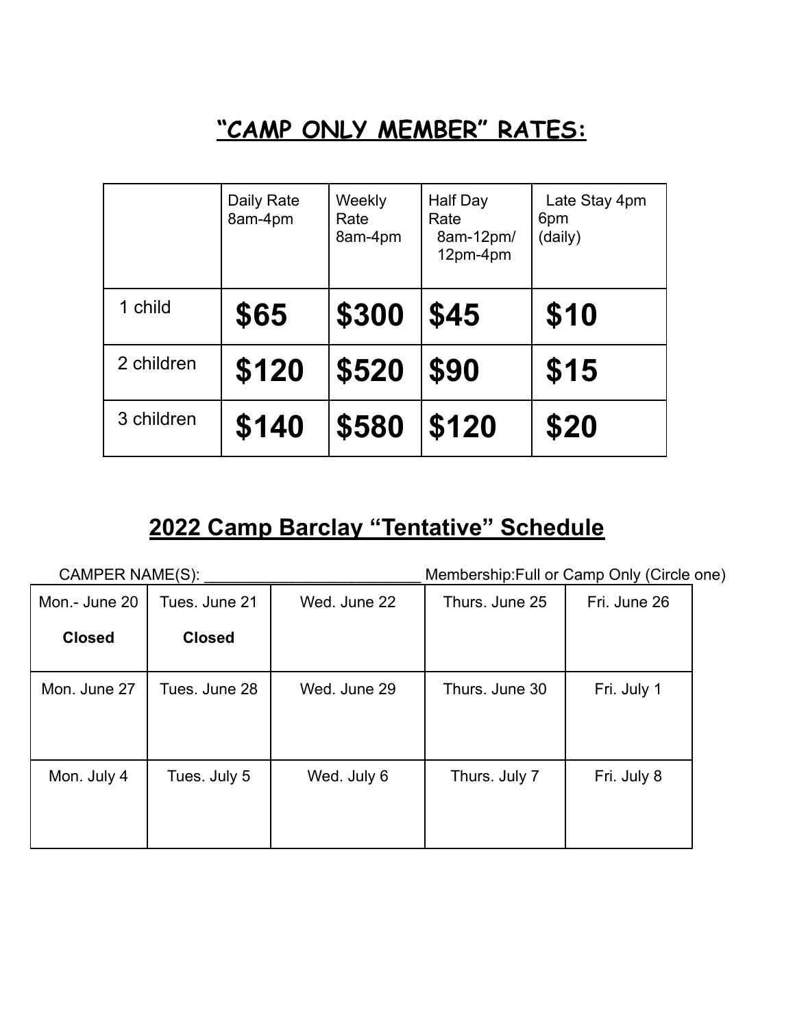## "CAMP ONLY MEMBER" RATES:

| | Daily Rate 8am-4pm | Weekly Rate 8am-4pm | Half Day Rate 8am-12pm/ 12pm-4pm | Late Stay 4pm 6pm (daily) |
|---|---|---|---|---|
| 1 child | **$65** | **$300** | **$45** | **$10** |
| 2 children | **$120** | **$520** | **$90** | **$15** |
| 3 children | **$140** | **$580** | **$120** | **$20** |

## 2022 Camp Barclay "Tentative" Schedule

CAMPER NAME(S): _________________________ Membership:Full or Camp Only (Circle one)

| Mon.- June 20 **Closed** | Tues. June 21 **Closed** | Wed. June 22 | Thurs. June 25 | Fri. June 26 |
|---|---|---|---|---|
| Mon. June 27 | Tues. June 28 | Wed. June 29 | Thurs. June 30 | Fri. July 1 |
| Mon. July 4 | Tues. July 5 | Wed. July 6 | Thurs. July 7 | Fri. July 8 |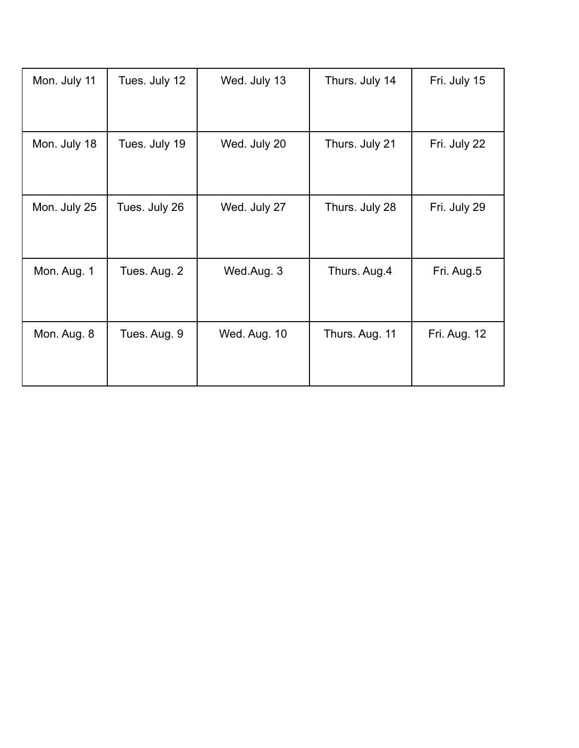| | | | | |
|---|---|---|---|---|
| Mon. July 11 | Tues. July 12 | Wed. July 13 | Thurs. July 14 | Fri. July 15 |
| Mon. July 18 | Tues. July 19 | Wed. July 20 | Thurs. July 21 | Fri. July 22 |
| Mon. July 25 | Tues. July 26 | Wed. July 27 | Thurs. July 28 | Fri. July 29 |
| Mon. Aug. 1 | Tues. Aug. 2 | Wed.Aug. 3 | Thurs. Aug.4 | Fri. Aug.5 |
| Mon. Aug. 8 | Tues. Aug. 9 | Wed. Aug. 10 | Thurs. Aug. 11 | Fri. Aug. 12 |